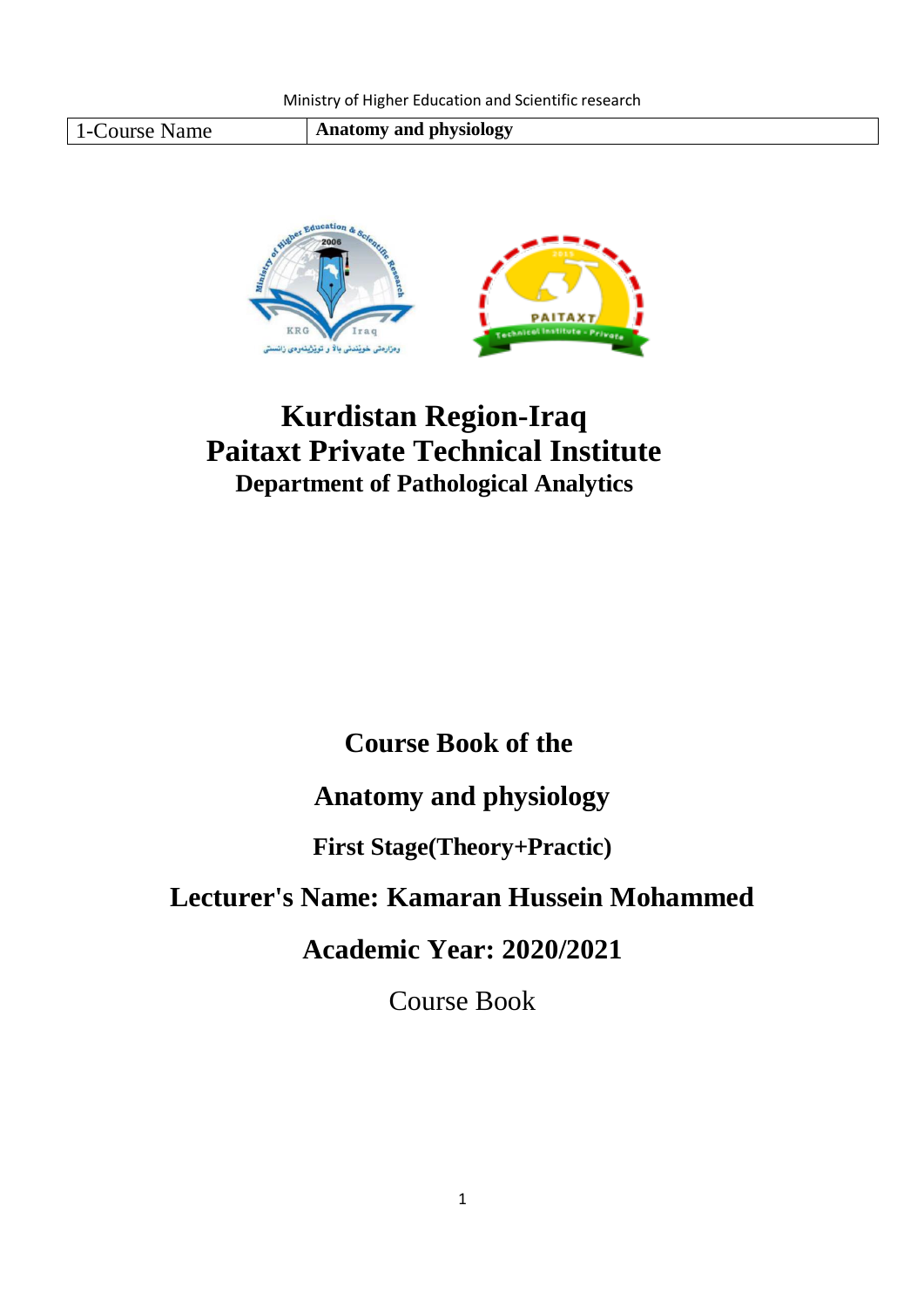Ministry of Higher Education and Scientific research

| 1-Course Name | **Anatomy and physiology** |
|---|---|

# Kurdistan Region-Iraq
# Paitaxt Private Technical Institute
## Department of Pathological Analytics

## Course Book of the

## Anatomy and physiology

### First Stage(Theory+Practic)

## Lecturer's Name: Kamaran Hussein Mohammed

## Academic Year: 2020/2021

Course Book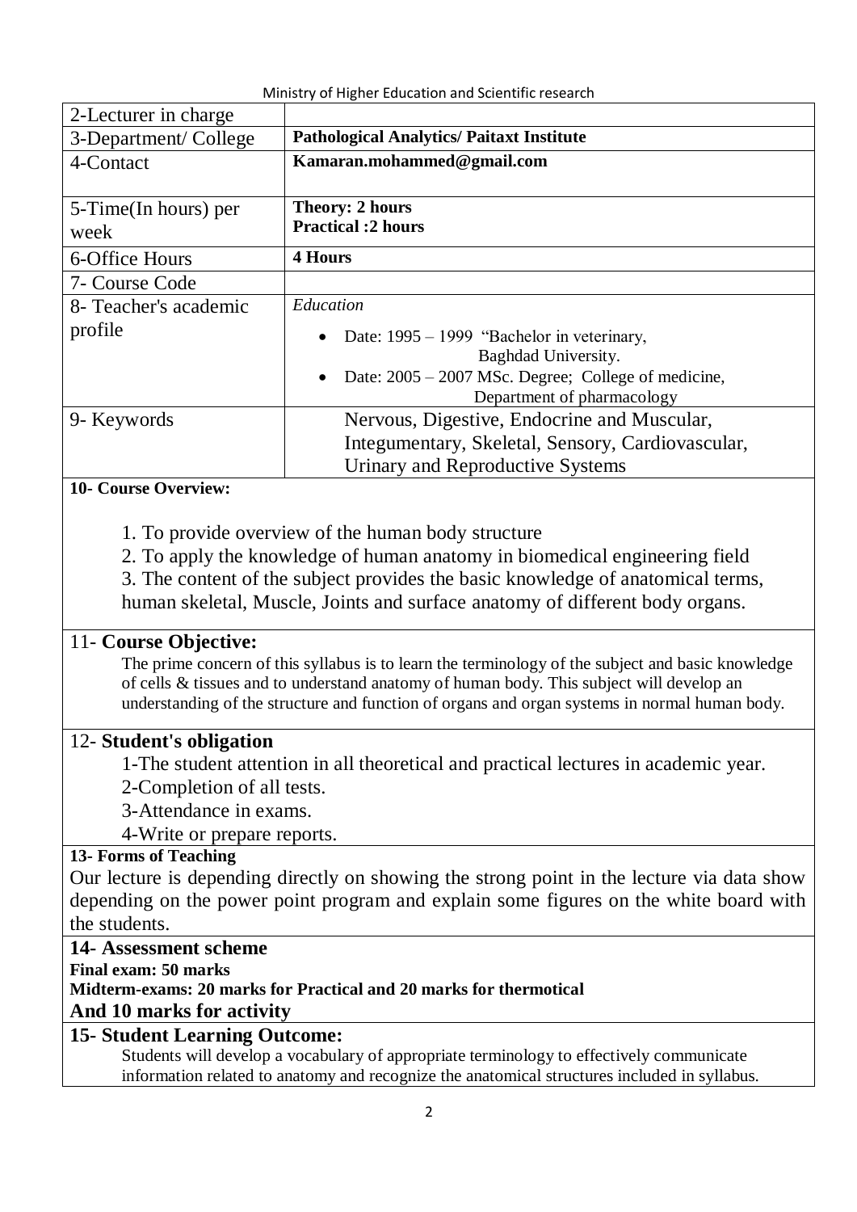Ministry of Higher Education and Scientific research

| 2-Lecturer in charge | |
|---|---|
| 3-Department/ College | **Pathological Analytics/ Paitaxt Institute** |
| 4-Contact | **Kamaran.mohammed@gmail.com** |
| 5-Time(In hours) per week | **Theory: 2 hours**<br>**Practical :2 hours** |
| 6-Office Hours | **4 Hours** |
| 7- Course Code | |
| 8- Teacher's academic profile | *Education*<br>• Date: 1995 – 1999 "Bachelor in veterinary, Baghdad University.<br>• Date: 2005 – 2007 MSc. Degree; College of medicine, Department of pharmacology |
| 9- Keywords | Nervous, Digestive, Endocrine and Muscular, Integumentary, Skeletal, Sensory, Cardiovascular, Urinary and Reproductive Systems |

**10- Course Overview:**

1. To provide overview of the human body structure
2. To apply the knowledge of human anatomy in biomedical engineering field
3. The content of the subject provides the basic knowledge of anatomical terms, human skeletal, Muscle, Joints and surface anatomy of different body organs.

## 11- Course Objective:

The prime concern of this syllabus is to learn the terminology of the subject and basic knowledge of cells & tissues and to understand anatomy of human body. This subject will develop an understanding of the structure and function of organs and organ systems in normal human body.

## 12- Student's obligation

1-The student attention in all theoretical and practical lectures in academic year.
2-Completion of all tests.
3-Attendance in exams.
4-Write or prepare reports.

**13- Forms of Teaching**

Our lecture is depending directly on showing the strong point in the lecture via data show depending on the power point program and explain some figures on the white board with the students.

## 14- Assessment scheme

**Final exam: 50 marks**
**Midterm-exams: 20 marks for Practical and 20 marks for thermotical**
**And 10 marks for activity**

## 15- Student Learning Outcome:

Students will develop a vocabulary of appropriate terminology to effectively communicate information related to anatomy and recognize the anatomical structures included in syllabus.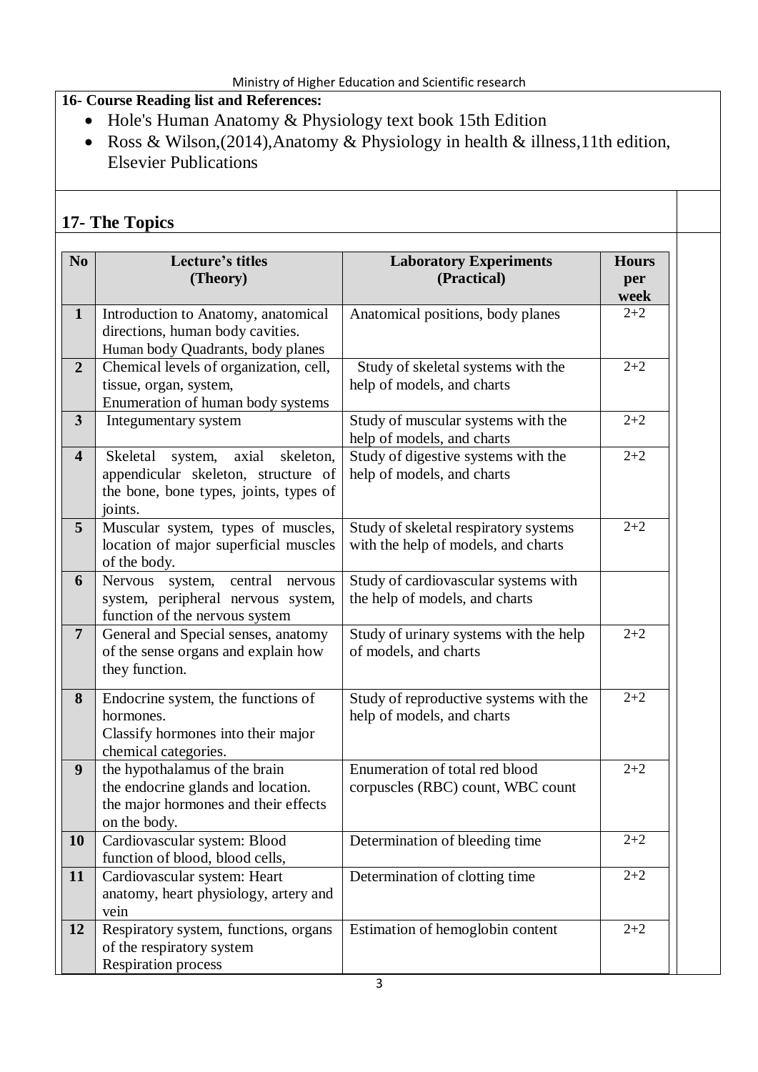**16- Course Reading list and References:**

- Hole's Human Anatomy & Physiology text book 15th Edition
- Ross & Wilson,(2014),Anatomy & Physiology in health & illness,11th edition, Elsevier Publications

## 17- The Topics

| No | Lecture's titles (Theory) | Laboratory Experiments (Practical) | Hours per week |
|---|---|---|---|
| 1 | Introduction to Anatomy, anatomical directions, human body cavities. Human body Quadrants, body planes | Anatomical positions, body planes | 2+2 |
| 2 | Chemical levels of organization, cell, tissue, organ, system, Enumeration of human body systems | Study of skeletal systems with the help of models, and charts | 2+2 |
| 3 | Integumentary system | Study of muscular systems with the help of models, and charts | 2+2 |
| 4 | Skeletal system, axial skeleton, appendicular skeleton, structure of the bone, bone types, joints, types of joints. | Study of digestive systems with the help of models, and charts | 2+2 |
| 5 | Muscular system, types of muscles, location of major superficial muscles of the body. | Study of skeletal respiratory systems with the help of models, and charts | 2+2 |
| 6 | Nervous system, central nervous system, peripheral nervous system, function of the nervous system | Study of cardiovascular systems with the help of models, and charts | |
| 7 | General and Special senses, anatomy of the sense organs and explain how they function. | Study of urinary systems with the help of models, and charts | 2+2 |
| 8 | Endocrine system, the functions of hormones. Classify hormones into their major chemical categories. | Study of reproductive systems with the help of models, and charts | 2+2 |
| 9 | the hypothalamus of the brain the endocrine glands and location. the major hormones and their effects on the body. | Enumeration of total red blood corpuscles (RBC) count, WBC count | 2+2 |
| 10 | Cardiovascular system: Blood function of blood, blood cells, | Determination of bleeding time | 2+2 |
| 11 | Cardiovascular system: Heart anatomy, heart physiology, artery and vein | Determination of clotting time | 2+2 |
| 12 | Respiratory system, functions, organs of the respiratory system Respiration process | Estimation of hemoglobin content | 2+2 |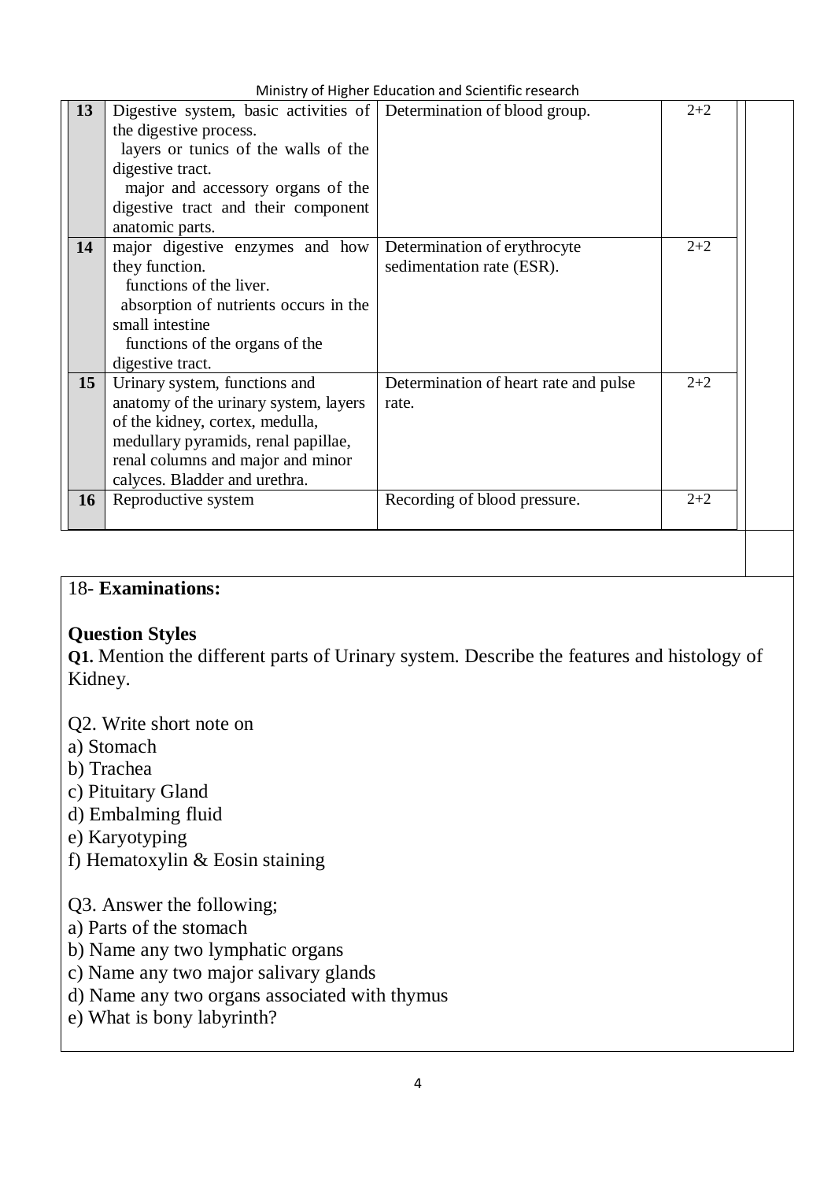| 13 | Digestive system, basic activities of the digestive process.<br>layers or tunics of the walls of the digestive tract.<br>major and accessory organs of the digestive tract and their component anatomic parts. | Determination of blood group. | 2+2 |
|---|---|---|---|
| 14 | major digestive enzymes and how they function.<br>functions of the liver.<br>absorption of nutrients occurs in the small intestine<br>functions of the organs of the digestive tract. | Determination of erythrocyte sedimentation rate (ESR). | 2+2 |
| 15 | Urinary system, functions and anatomy of the urinary system, layers of the kidney, cortex, medulla, medullary pyramids, renal papillae, renal columns and major and minor calyces. Bladder and urethra. | Determination of heart rate and pulse rate. | 2+2 |
| 16 | Reproductive system | Recording of blood pressure. | 2+2 |

18- **Examinations:**

**Question Styles**

**Q1.** Mention the different parts of Urinary system. Describe the features and histology of Kidney.

Q2. Write short note on

a) Stomach
b) Trachea
c) Pituitary Gland
d) Embalming fluid
e) Karyotyping
f) Hematoxylin & Eosin staining

Q3. Answer the following;

a) Parts of the stomach
b) Name any two lymphatic organs
c) Name any two major salivary glands
d) Name any two organs associated with thymus
e) What is bony labyrinth?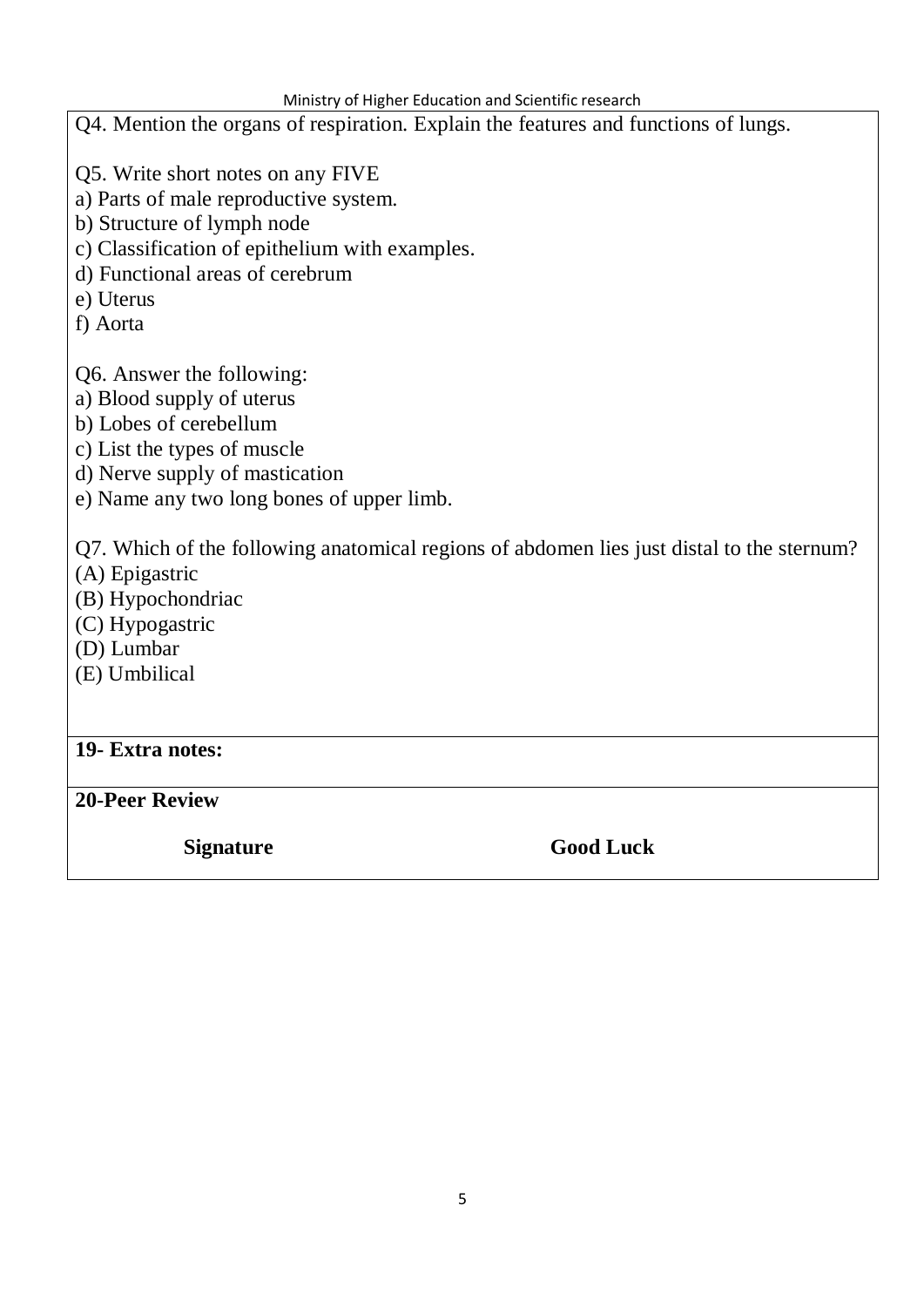Q4. Mention the organs of respiration. Explain the features and functions of lungs.

Q5. Write short notes on any FIVE

a) Parts of male reproductive system.
b) Structure of lymph node
c) Classification of epithelium with examples.
d) Functional areas of cerebrum
e) Uterus
f) Aorta

Q6. Answer the following:

a) Blood supply of uterus
b) Lobes of cerebellum
c) List the types of muscle
d) Nerve supply of mastication
e) Name any two long bones of upper limb.

Q7. Which of the following anatomical regions of abdomen lies just distal to the sternum?

(A) Epigastric
(B) Hypochondriac
(C) Hypogastric
(D) Lumbar
(E) Umbilical

**19- Extra notes:**

**20-Peer Review**

**Signature** **Good Luck**